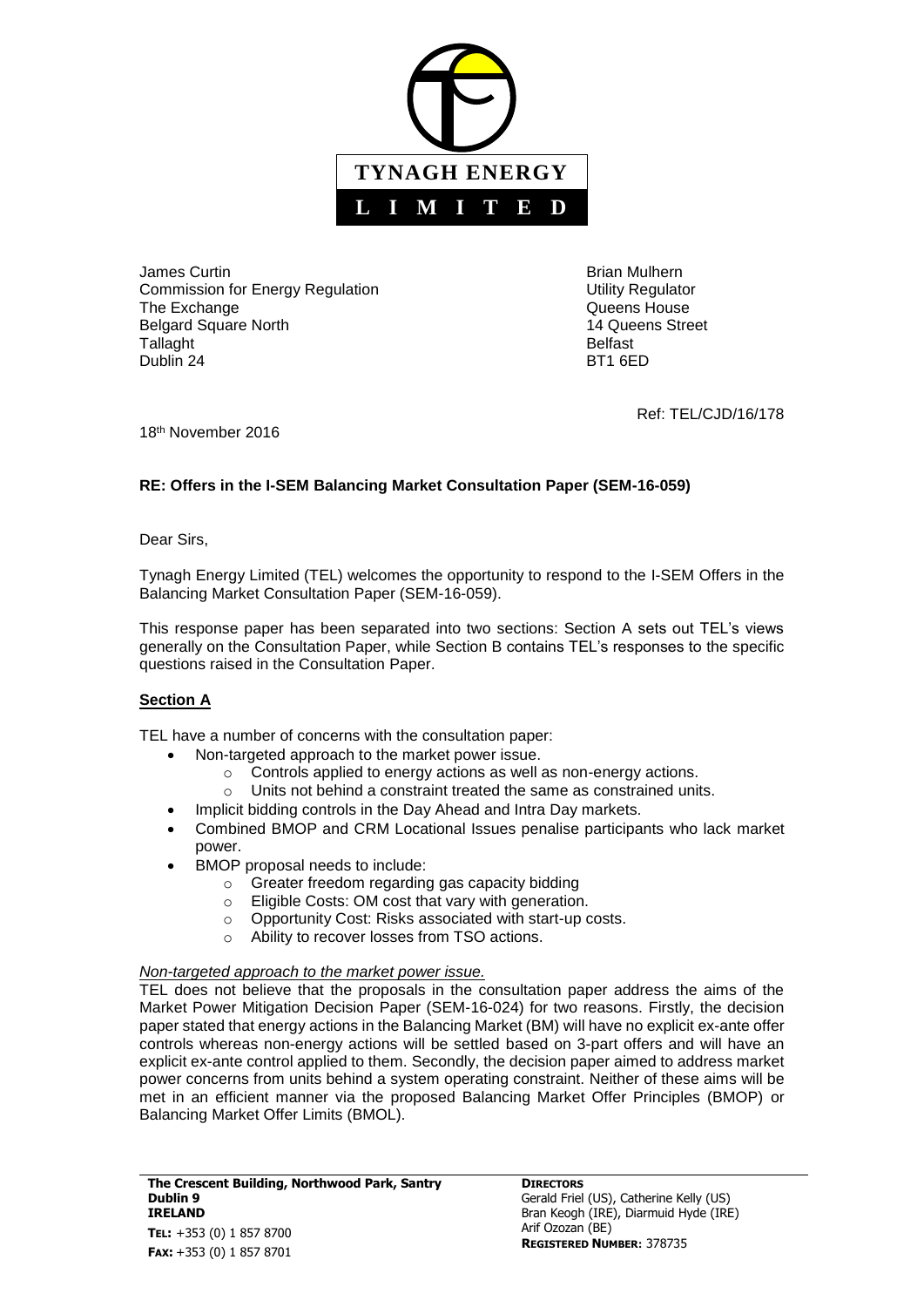**TYNAGH ENERGY**

**L I M I T E D**

James Curtin
Commission for Energy Regulation
The Exchange
Belgard Square North
Tallaght
Dublin 24

Brian Mulhern
Utility Regulator
Queens House
14 Queens Street
Belfast
BT1 6ED

Ref: TEL/CJD/16/178

18th November 2016

**RE: Offers in the I-SEM Balancing Market Consultation Paper (SEM-16-059)**

Dear Sirs,

Tynagh Energy Limited (TEL) welcomes the opportunity to respond to the I-SEM Offers in the Balancing Market Consultation Paper (SEM-16-059).

This response paper has been separated into two sections: Section A sets out TEL's views generally on the Consultation Paper, while Section B contains TEL's responses to the specific questions raised in the Consultation Paper.

## Section A

TEL have a number of concerns with the consultation paper:

- Non-targeted approach to the market power issue.
  - Controls applied to energy actions as well as non-energy actions.
  - Units not behind a constraint treated the same as constrained units.
- Implicit bidding controls in the Day Ahead and Intra Day markets.
- Combined BMOP and CRM Locational Issues penalise participants who lack market power.
- BMOP proposal needs to include:
  - Greater freedom regarding gas capacity bidding
  - Eligible Costs: OM cost that vary with generation.
  - Opportunity Cost: Risks associated with start-up costs.
  - Ability to recover losses from TSO actions.

*Non-targeted approach to the market power issue.*

TEL does not believe that the proposals in the consultation paper address the aims of the Market Power Mitigation Decision Paper (SEM-16-024) for two reasons. Firstly, the decision paper stated that energy actions in the Balancing Market (BM) will have no explicit ex-ante offer controls whereas non-energy actions will be settled based on 3-part offers and will have an explicit ex-ante control applied to them. Secondly, the decision paper aimed to address market power concerns from units behind a system operating constraint. Neither of these aims will be met in an efficient manner via the proposed Balancing Market Offer Principles (BMOP) or Balancing Market Offer Limits (BMOL).

**The Crescent Building, Northwood Park, Santry**
**Dublin 9**
**IRELAND**
**TEL:** +353 (0) 1 857 8700
**FAX:** +353 (0) 1 857 8701

**DIRECTORS**
Gerald Friel (US), Catherine Kelly (US)
Bran Keogh (IRE), Diarmuid Hyde (IRE)
Arif Ozozan (BE)
**REGISTERED NUMBER**: 378735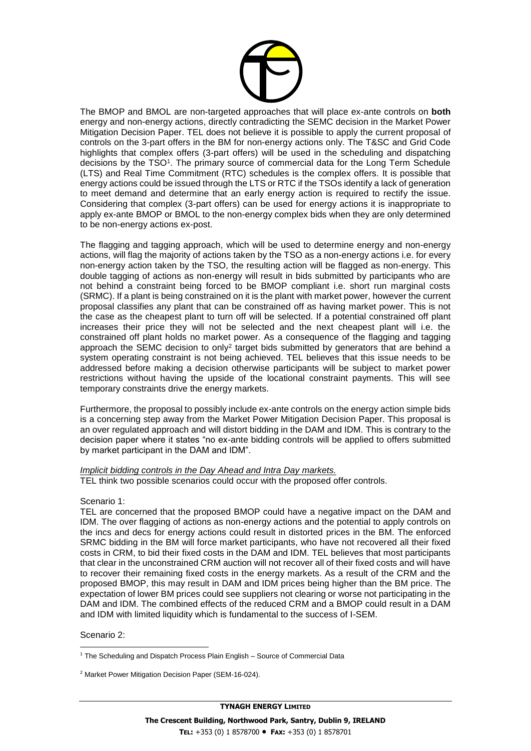The BMOP and BMOL are non-targeted approaches that will place ex-ante controls on **both** energy and non-energy actions, directly contradicting the SEMC decision in the Market Power Mitigation Decision Paper. TEL does not believe it is possible to apply the current proposal of controls on the 3-part offers in the BM for non-energy actions only. The T&SC and Grid Code highlights that complex offers (3-part offers) will be used in the scheduling and dispatching decisions by the TSO[1]. The primary source of commercial data for the Long Term Schedule (LTS) and Real Time Commitment (RTC) schedules is the complex offers. It is possible that energy actions could be issued through the LTS or RTC if the TSOs identify a lack of generation to meet demand and determine that an early energy action is required to rectify the issue. Considering that complex (3-part offers) can be used for energy actions it is inappropriate to apply ex-ante BMOP or BMOL to the non-energy complex bids when they are only determined to be non-energy actions ex-post.

The flagging and tagging approach, which will be used to determine energy and non-energy actions, will flag the majority of actions taken by the TSO as a non-energy actions i.e. for every non-energy action taken by the TSO, the resulting action will be flagged as non-energy. This double tagging of actions as non-energy will result in bids submitted by participants who are not behind a constraint being forced to be BMOP compliant i.e. short run marginal costs (SRMC). If a plant is being constrained on it is the plant with market power, however the current proposal classifies any plant that can be constrained off as having market power. This is not the case as the cheapest plant to turn off will be selected. If a potential constrained off plant increases their price they will not be selected and the next cheapest plant will i.e. the constrained off plant holds no market power. As a consequence of the flagging and tagging approach the SEMC decision to only[2] target bids submitted by generators that are behind a system operating constraint is not being achieved. TEL believes that this issue needs to be addressed before making a decision otherwise participants will be subject to market power restrictions without having the upside of the locational constraint payments. This will see temporary constraints drive the energy markets.

Furthermore, the proposal to possibly include ex-ante controls on the energy action simple bids is a concerning step away from the Market Power Mitigation Decision Paper. This proposal is an over regulated approach and will distort bidding in the DAM and IDM. This is contrary to the decision paper where it states "no ex-ante bidding controls will be applied to offers submitted by market participant in the DAM and IDM".

*Implicit bidding controls in the Day Ahead and Intra Day markets.*

TEL think two possible scenarios could occur with the proposed offer controls.

Scenario 1:

TEL are concerned that the proposed BMOP could have a negative impact on the DAM and IDM. The over flagging of actions as non-energy actions and the potential to apply controls on the incs and decs for energy actions could result in distorted prices in the BM. The enforced SRMC bidding in the BM will force market participants, who have not recovered all their fixed costs in CRM, to bid their fixed costs in the DAM and IDM. TEL believes that most participants that clear in the unconstrained CRM auction will not recover all of their fixed costs and will have to recover their remaining fixed costs in the energy markets. As a result of the CRM and the proposed BMOP, this may result in DAM and IDM prices being higher than the BM price. The expectation of lower BM prices could see suppliers not clearing or worse not participating in the DAM and IDM. The combined effects of the reduced CRM and a BMOP could result in a DAM and IDM with limited liquidity which is fundamental to the success of I-SEM.

Scenario 2:

---

[1] The Scheduling and Dispatch Process Plain English – Source of Commercial Data

[2] Market Power Mitigation Decision Paper (SEM-16-024).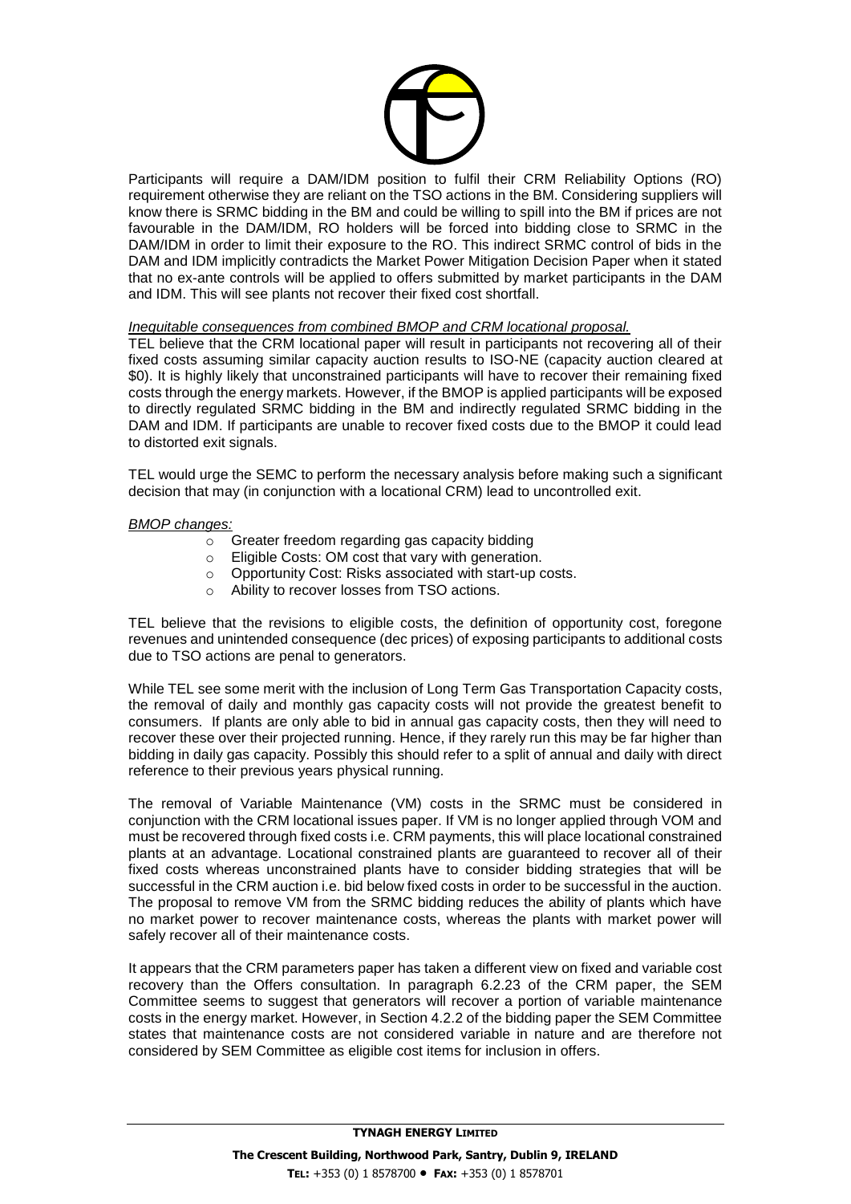Participants will require a DAM/IDM position to fulfil their CRM Reliability Options (RO) requirement otherwise they are reliant on the TSO actions in the BM. Considering suppliers will know there is SRMC bidding in the BM and could be willing to spill into the BM if prices are not favourable in the DAM/IDM, RO holders will be forced into bidding close to SRMC in the DAM/IDM in order to limit their exposure to the RO. This indirect SRMC control of bids in the DAM and IDM implicitly contradicts the Market Power Mitigation Decision Paper when it stated that no ex-ante controls will be applied to offers submitted by market participants in the DAM and IDM. This will see plants not recover their fixed cost shortfall.

*Inequitable consequences from combined BMOP and CRM locational proposal.*

TEL believe that the CRM locational paper will result in participants not recovering all of their fixed costs assuming similar capacity auction results to ISO-NE (capacity auction cleared at $0). It is highly likely that unconstrained participants will have to recover their remaining fixed costs through the energy markets. However, if the BMOP is applied participants will be exposed to directly regulated SRMC bidding in the BM and indirectly regulated SRMC bidding in the DAM and IDM. If participants are unable to recover fixed costs due to the BMOP it could lead to distorted exit signals.

TEL would urge the SEMC to perform the necessary analysis before making such a significant decision that may (in conjunction with a locational CRM) lead to uncontrolled exit.

*BMOP changes:*

- Greater freedom regarding gas capacity bidding
- Eligible Costs: OM cost that vary with generation.
- Opportunity Cost: Risks associated with start-up costs.
- Ability to recover losses from TSO actions.

TEL believe that the revisions to eligible costs, the definition of opportunity cost, foregone revenues and unintended consequence (dec prices) of exposing participants to additional costs due to TSO actions are penal to generators.

While TEL see some merit with the inclusion of Long Term Gas Transportation Capacity costs, the removal of daily and monthly gas capacity costs will not provide the greatest benefit to consumers. If plants are only able to bid in annual gas capacity costs, then they will need to recover these over their projected running. Hence, if they rarely run this may be far higher than bidding in daily gas capacity. Possibly this should refer to a split of annual and daily with direct reference to their previous years physical running.

The removal of Variable Maintenance (VM) costs in the SRMC must be considered in conjunction with the CRM locational issues paper. If VM is no longer applied through VOM and must be recovered through fixed costs i.e. CRM payments, this will place locational constrained plants at an advantage. Locational constrained plants are guaranteed to recover all of their fixed costs whereas unconstrained plants have to consider bidding strategies that will be successful in the CRM auction i.e. bid below fixed costs in order to be successful in the auction. The proposal to remove VM from the SRMC bidding reduces the ability of plants which have no market power to recover maintenance costs, whereas the plants with market power will safely recover all of their maintenance costs.

It appears that the CRM parameters paper has taken a different view on fixed and variable cost recovery than the Offers consultation. In paragraph 6.2.23 of the CRM paper, the SEM Committee seems to suggest that generators will recover a portion of variable maintenance costs in the energy market. However, in Section 4.2.2 of the bidding paper the SEM Committee states that maintenance costs are not considered variable in nature and are therefore not considered by SEM Committee as eligible cost items for inclusion in offers.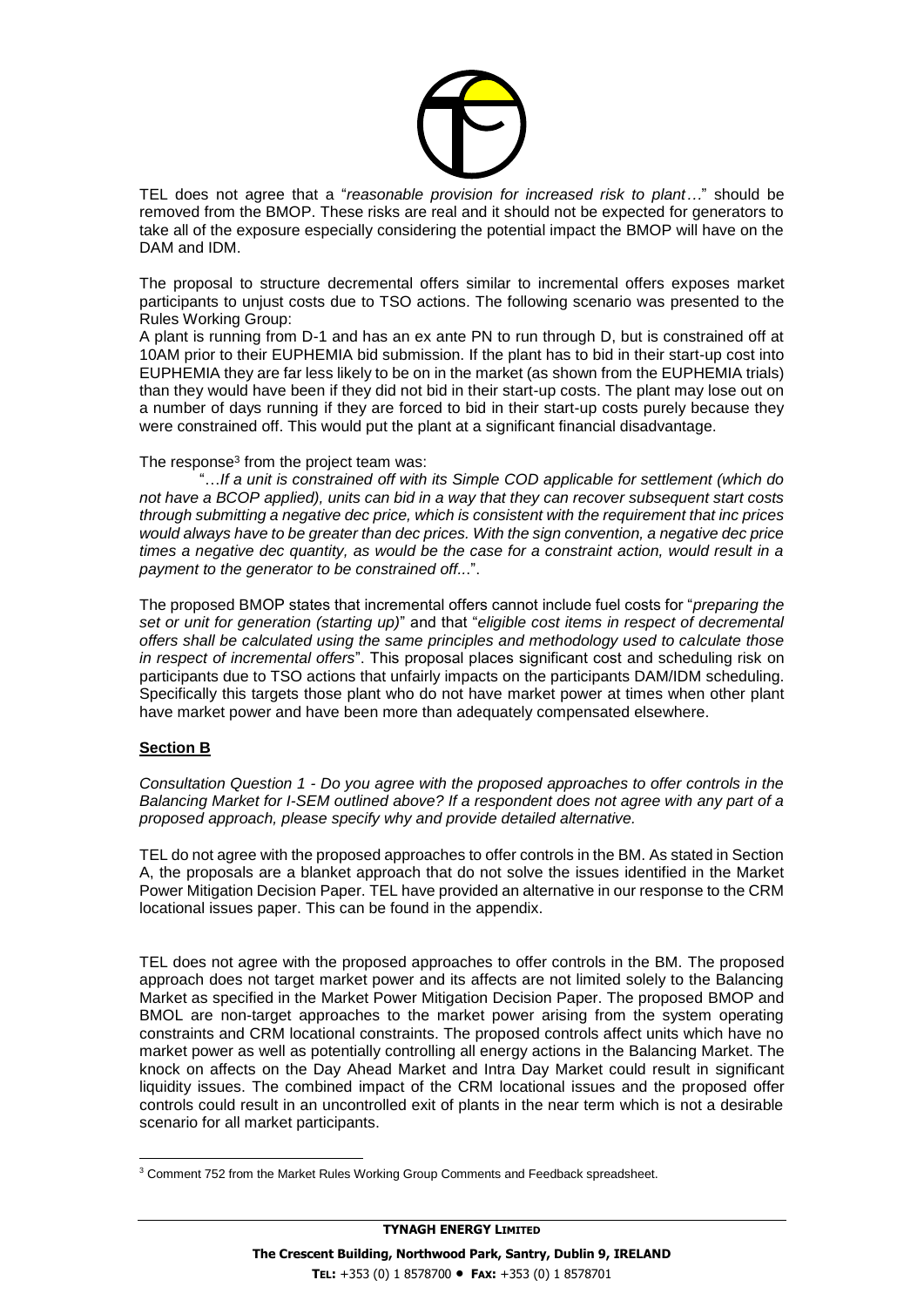TEL does not agree that a "*reasonable provision for increased risk to plant…*" should be removed from the BMOP. These risks are real and it should not be expected for generators to take all of the exposure especially considering the potential impact the BMOP will have on the DAM and IDM.

The proposal to structure decremental offers similar to incremental offers exposes market participants to unjust costs due to TSO actions. The following scenario was presented to the Rules Working Group:

A plant is running from D-1 and has an ex ante PN to run through D, but is constrained off at 10AM prior to their EUPHEMIA bid submission. If the plant has to bid in their start-up cost into EUPHEMIA they are far less likely to be on in the market (as shown from the EUPHEMIA trials) than they would have been if they did not bid in their start-up costs. The plant may lose out on a number of days running if they are forced to bid in their start-up costs purely because they were constrained off. This would put the plant at a significant financial disadvantage.

The response[3] from the project team was:

"…*If a unit is constrained off with its Simple COD applicable for settlement (which do not have a BCOP applied), units can bid in a way that they can recover subsequent start costs through submitting a negative dec price, which is consistent with the requirement that inc prices would always have to be greater than dec prices. With the sign convention, a negative dec price times a negative dec quantity, as would be the case for a constraint action, would result in a payment to the generator to be constrained off...*".

The proposed BMOP states that incremental offers cannot include fuel costs for "*preparing the set or unit for generation (starting up)*" and that "*eligible cost items in respect of decremental offers shall be calculated using the same principles and methodology used to calculate those in respect of incremental offers*". This proposal places significant cost and scheduling risk on participants due to TSO actions that unfairly impacts on the participants DAM/IDM scheduling. Specifically this targets those plant who do not have market power at times when other plant have market power and have been more than adequately compensated elsewhere.

## Section B

*Consultation Question 1 - Do you agree with the proposed approaches to offer controls in the Balancing Market for I-SEM outlined above? If a respondent does not agree with any part of a proposed approach, please specify why and provide detailed alternative.*

TEL do not agree with the proposed approaches to offer controls in the BM. As stated in Section A, the proposals are a blanket approach that do not solve the issues identified in the Market Power Mitigation Decision Paper. TEL have provided an alternative in our response to the CRM locational issues paper. This can be found in the appendix.

TEL does not agree with the proposed approaches to offer controls in the BM. The proposed approach does not target market power and its affects are not limited solely to the Balancing Market as specified in the Market Power Mitigation Decision Paper. The proposed BMOP and BMOL are non-target approaches to the market power arising from the system operating constraints and CRM locational constraints. The proposed controls affect units which have no market power as well as potentially controlling all energy actions in the Balancing Market. The knock on affects on the Day Ahead Market and Intra Day Market could result in significant liquidity issues. The combined impact of the CRM locational issues and the proposed offer controls could result in an uncontrolled exit of plants in the near term which is not a desirable scenario for all market participants.

[3] Comment 752 from the Market Rules Working Group Comments and Feedback spreadsheet.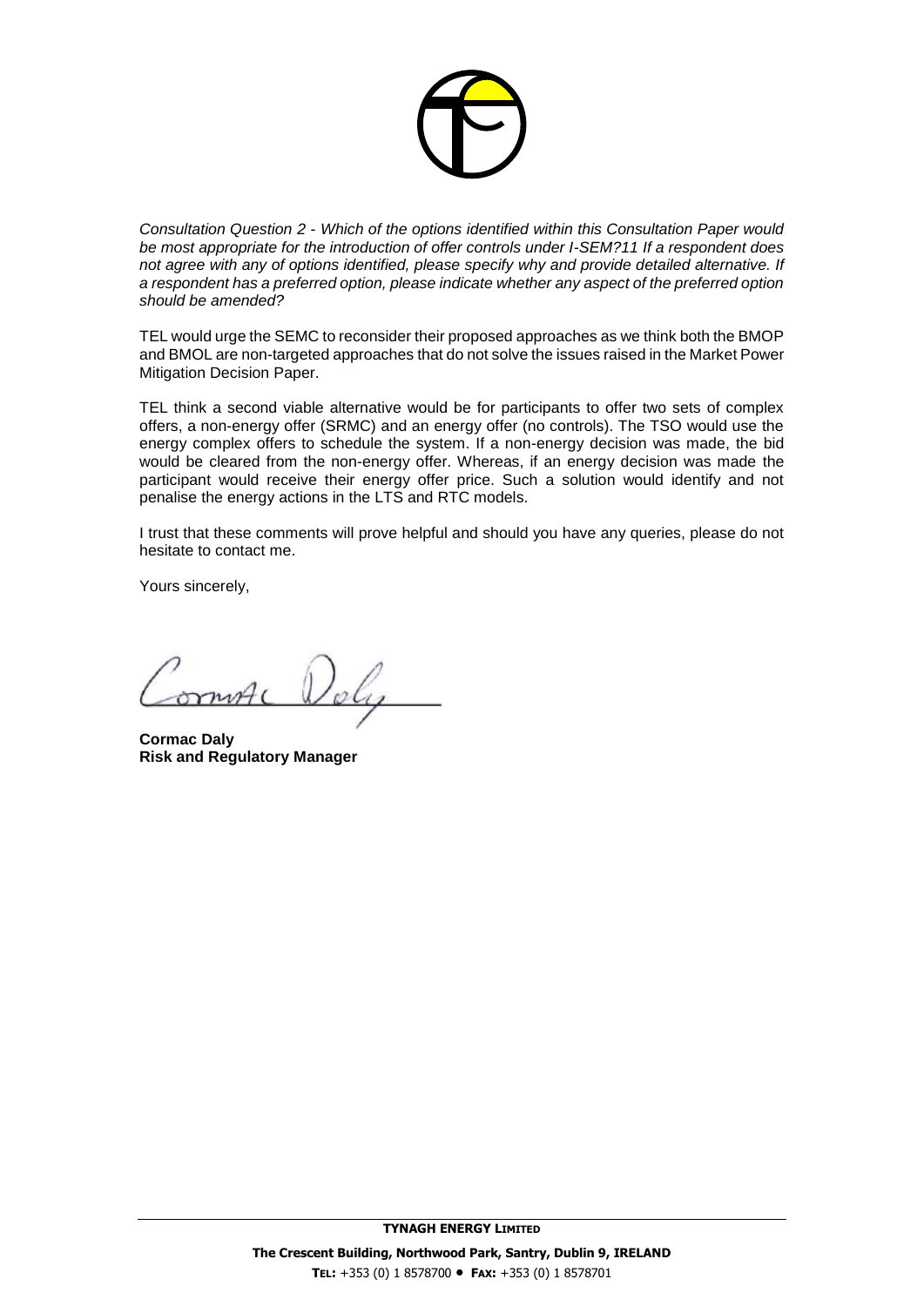*Consultation Question 2 - Which of the options identified within this Consultation Paper would be most appropriate for the introduction of offer controls under I-SEM?11 If a respondent does not agree with any of options identified, please specify why and provide detailed alternative. If a respondent has a preferred option, please indicate whether any aspect of the preferred option should be amended?*

TEL would urge the SEMC to reconsider their proposed approaches as we think both the BMOP and BMOL are non-targeted approaches that do not solve the issues raised in the Market Power Mitigation Decision Paper.

TEL think a second viable alternative would be for participants to offer two sets of complex offers, a non-energy offer (SRMC) and an energy offer (no controls). The TSO would use the energy complex offers to schedule the system. If a non-energy decision was made, the bid would be cleared from the non-energy offer. Whereas, if an energy decision was made the participant would receive their energy offer price. Such a solution would identify and not penalise the energy actions in the LTS and RTC models.

I trust that these comments will prove helpful and should you have any queries, please do not hesitate to contact me.

Yours sincerely,

**Cormac Daly**
**Risk and Regulatory Manager**

**TYNAGH ENERGY LIMITED**
**The Crescent Building, Northwood Park, Santry, Dublin 9, IRELAND**
**TEL:** +353 (0) 1 8578700 • **FAX:** +353 (0) 1 8578701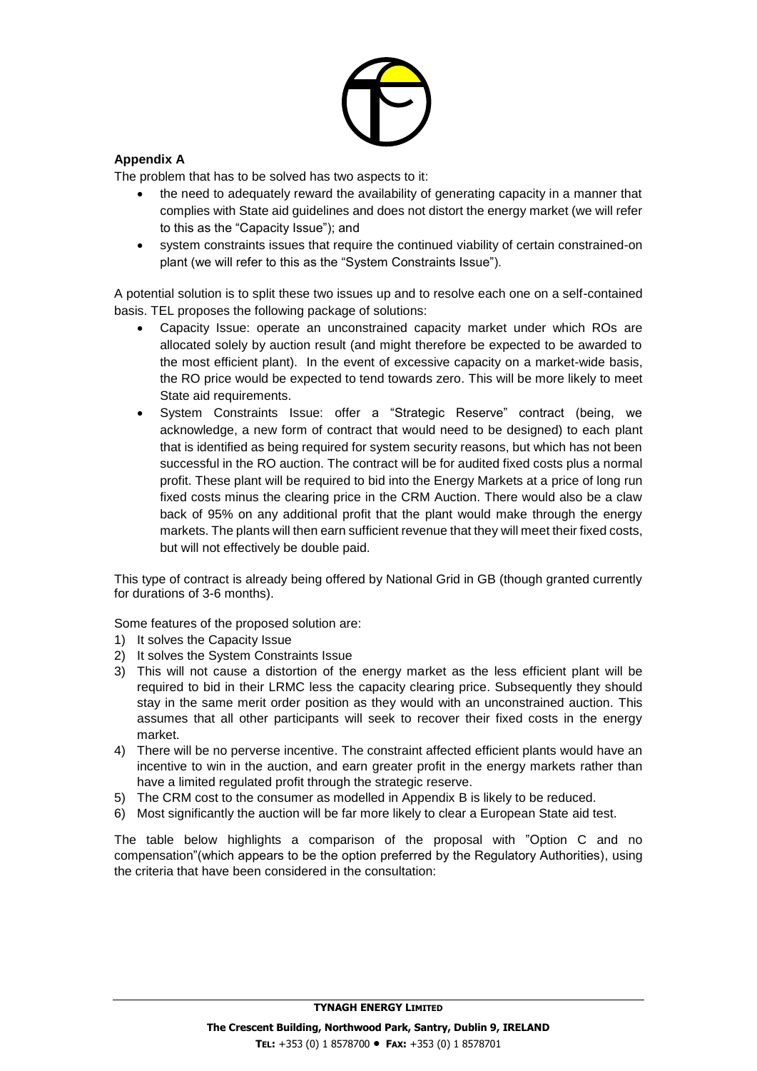**Appendix A**

The problem that has to be solved has two aspects to it:

- the need to adequately reward the availability of generating capacity in a manner that complies with State aid guidelines and does not distort the energy market (we will refer to this as the "Capacity Issue"); and
- system constraints issues that require the continued viability of certain constrained-on plant (we will refer to this as the "System Constraints Issue").

A potential solution is to split these two issues up and to resolve each one on a self-contained basis. TEL proposes the following package of solutions:

- Capacity Issue: operate an unconstrained capacity market under which ROs are allocated solely by auction result (and might therefore be expected to be awarded to the most efficient plant). In the event of excessive capacity on a market-wide basis, the RO price would be expected to tend towards zero. This will be more likely to meet State aid requirements.
- System Constraints Issue: offer a "Strategic Reserve" contract (being, we acknowledge, a new form of contract that would need to be designed) to each plant that is identified as being required for system security reasons, but which has not been successful in the RO auction. The contract will be for audited fixed costs plus a normal profit. These plant will be required to bid into the Energy Markets at a price of long run fixed costs minus the clearing price in the CRM Auction. There would also be a claw back of 95% on any additional profit that the plant would make through the energy markets. The plants will then earn sufficient revenue that they will meet their fixed costs, but will not effectively be double paid.

This type of contract is already being offered by National Grid in GB (though granted currently for durations of 3-6 months).

Some features of the proposed solution are:

1) It solves the Capacity Issue
2) It solves the System Constraints Issue
3) This will not cause a distortion of the energy market as the less efficient plant will be required to bid in their LRMC less the capacity clearing price. Subsequently they should stay in the same merit order position as they would with an unconstrained auction. This assumes that all other participants will seek to recover their fixed costs in the energy market.
4) There will be no perverse incentive. The constraint affected efficient plants would have an incentive to win in the auction, and earn greater profit in the energy markets rather than have a limited regulated profit through the strategic reserve.
5) The CRM cost to the consumer as modelled in Appendix B is likely to be reduced.
6) Most significantly the auction will be far more likely to clear a European State aid test.

The table below highlights a comparison of the proposal with "Option C and no compensation"(which appears to be the option preferred by the Regulatory Authorities), using the criteria that have been considered in the consultation: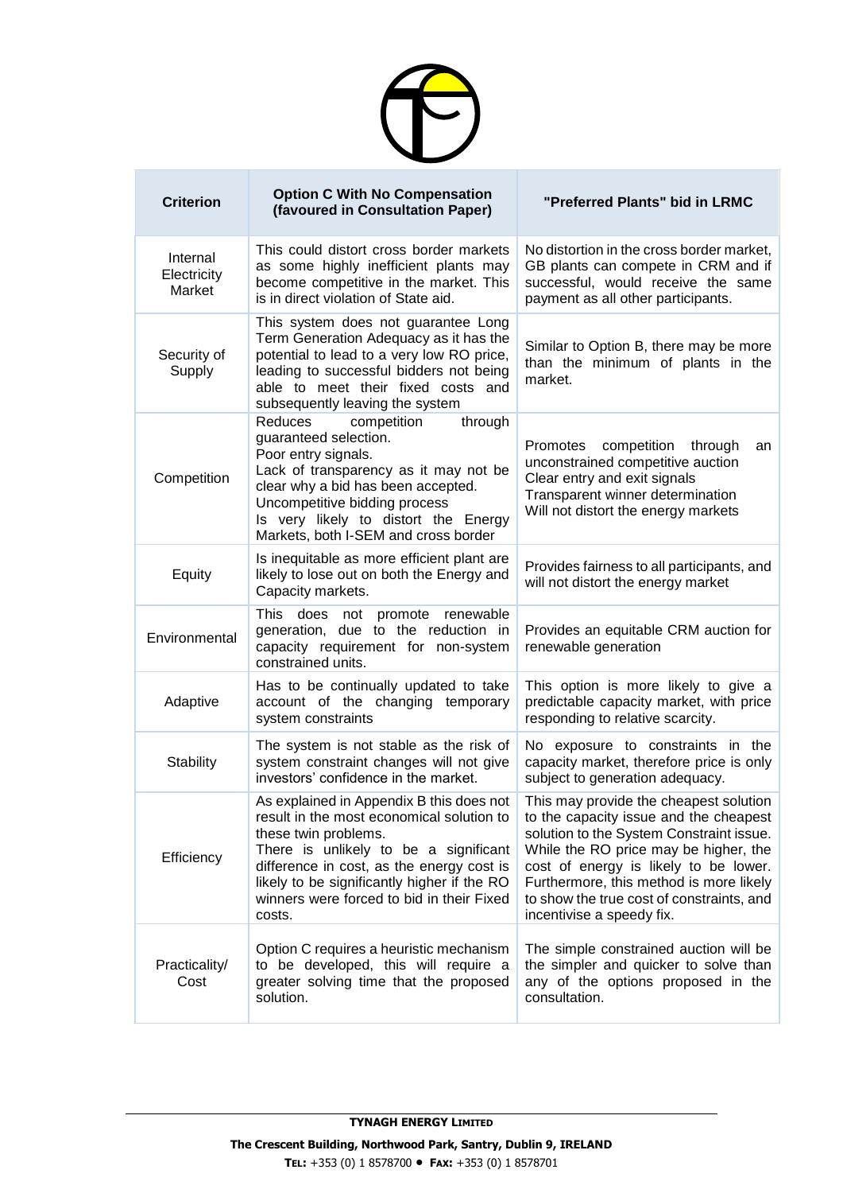| Criterion | Option C With No Compensation (favoured in Consultation Paper) | "Preferred Plants" bid in LRMC |
|---|---|---|
| Internal Electricity Market | This could distort cross border markets as some highly inefficient plants may become competitive in the market. This is in direct violation of State aid. | No distortion in the cross border market, GB plants can compete in CRM and if successful, would receive the same payment as all other participants. |
| Security of Supply | This system does not guarantee Long Term Generation Adequacy as it has the potential to lead to a very low RO price, leading to successful bidders not being able to meet their fixed costs and subsequently leaving the system | Similar to Option B, there may be more than the minimum of plants in the market. |
| Competition | Reduces competition through guaranteed selection.<br>Poor entry signals.<br>Lack of transparency as it may not be clear why a bid has been accepted.<br>Uncompetitive bidding process<br>Is very likely to distort the Energy Markets, both I-SEM and cross border | Promotes competition through an unconstrained competitive auction<br>Clear entry and exit signals<br>Transparent winner determination<br>Will not distort the energy markets |
| Equity | Is inequitable as more efficient plant are likely to lose out on both the Energy and Capacity markets. | Provides fairness to all participants, and will not distort the energy market |
| Environmental | This does not promote renewable generation, due to the reduction in capacity requirement for non-system constrained units. | Provides an equitable CRM auction for renewable generation |
| Adaptive | Has to be continually updated to take account of the changing temporary system constraints | This option is more likely to give a predictable capacity market, with price responding to relative scarcity. |
| Stability | The system is not stable as the risk of system constraint changes will not give investors' confidence in the market. | No exposure to constraints in the capacity market, therefore price is only subject to generation adequacy. |
| Efficiency | As explained in Appendix B this does not result in the most economical solution to these twin problems.<br>There is unlikely to be a significant difference in cost, as the energy cost is likely to be significantly higher if the RO winners were forced to bid in their Fixed costs. | This may provide the cheapest solution to the capacity issue and the cheapest solution to the System Constraint issue. While the RO price may be higher, the cost of energy is likely to be lower. Furthermore, this method is more likely to show the true cost of constraints, and incentivise a speedy fix. |
| Practicality/ Cost | Option C requires a heuristic mechanism to be developed, this will require a greater solving time that the proposed solution. | The simple constrained auction will be the simpler and quicker to solve than any of the options proposed in the consultation. |